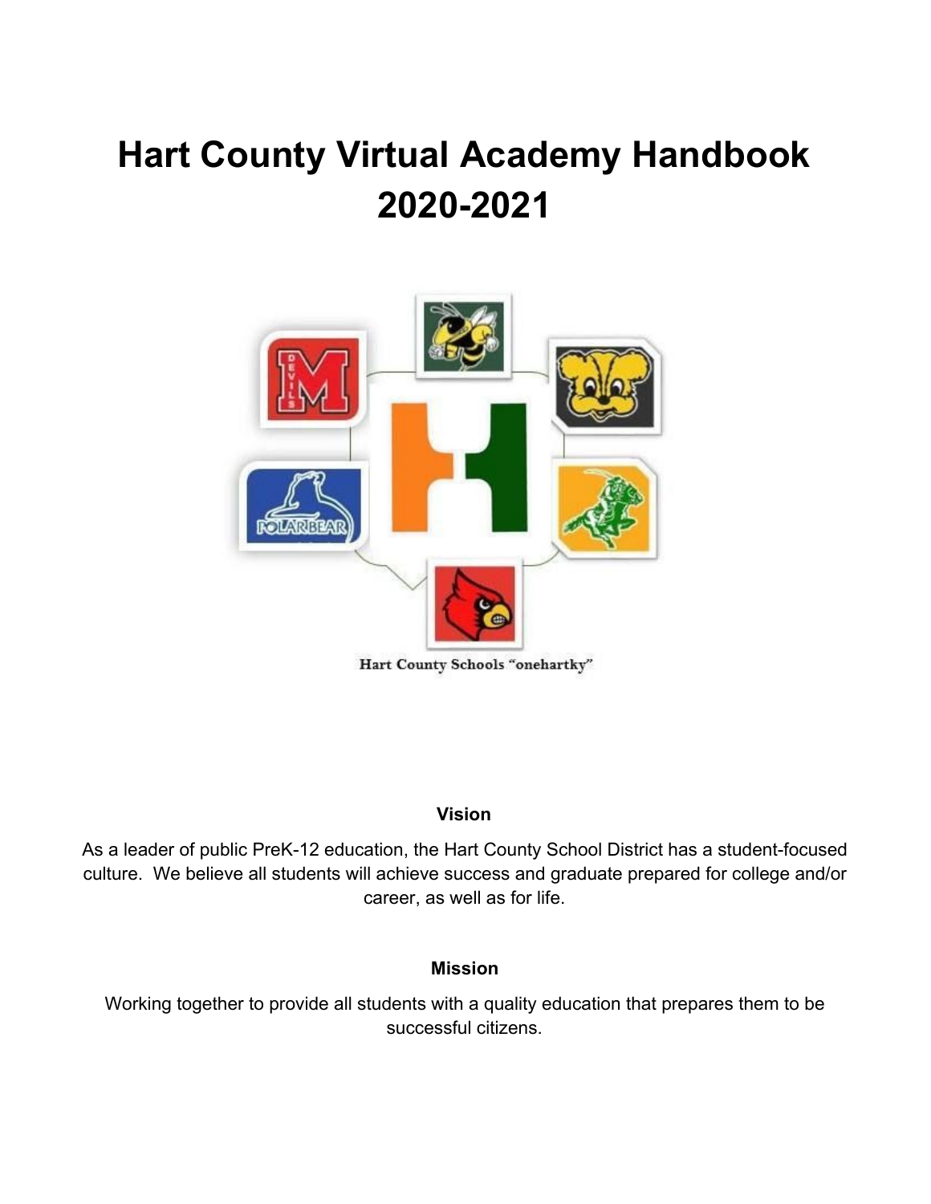# Hart County Virtual Academy Handbook 2020-2021

Hart County Schools "onehartky"

**Vision**

As a leader of public PreK-12 education, the Hart County School District has a student-focused culture. We believe all students will achieve success and graduate prepared for college and/or career, as well as for life.

**Mission**

Working together to provide all students with a quality education that prepares them to be successful citizens.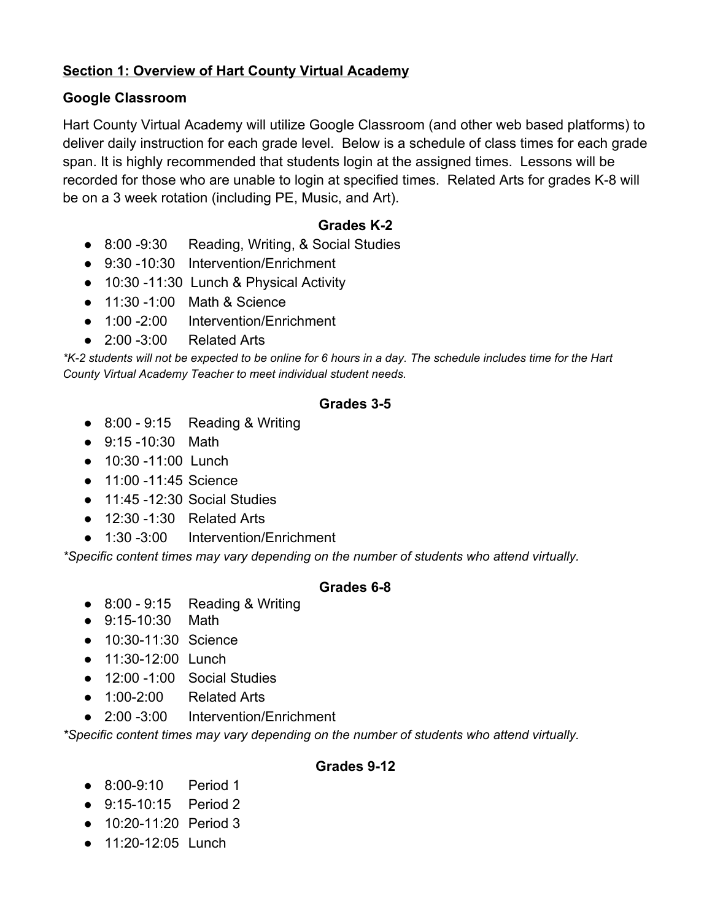## **Section 1: Overview of Hart County Virtual Academy**

### **Google Classroom**

Hart County Virtual Academy will utilize Google Classroom (and other web based platforms) to deliver daily instruction for each grade level. Below is a schedule of class times for each grade span. It is highly recommended that students login at the assigned times. Lessons will be recorded for those who are unable to login at specified times. Related Arts for grades K-8 will be on a 3 week rotation (including PE, Music, and Art).

**Grades K-2**

- 8:00 -9:30 Reading, Writing, & Social Studies
- 9:30 -10:30 Intervention/Enrichment
- 10:30 -11:30 Lunch & Physical Activity
- 11:30 -1:00 Math & Science
- 1:00 -2:00 Intervention/Enrichment
- 2:00 -3:00 Related Arts

*\*K-2 students will not be expected to be online for 6 hours in a day. The schedule includes time for the Hart County Virtual Academy Teacher to meet individual student needs.*

**Grades 3-5**

- 8:00 - 9:15 Reading & Writing
- 9:15 -10:30 Math
- 10:30 -11:00 Lunch
- 11:00 -11:45 Science
- 11:45 -12:30 Social Studies
- 12:30 -1:30 Related Arts
- 1:30 -3:00 Intervention/Enrichment

*\*Specific content times may vary depending on the number of students who attend virtually.*

**Grades 6-8**

- 8:00 - 9:15 Reading & Writing
- 9:15-10:30 Math
- 10:30-11:30 Science
- 11:30-12:00 Lunch
- 12:00 -1:00 Social Studies
- 1:00-2:00 Related Arts
- 2:00 -3:00 Intervention/Enrichment

*\*Specific content times may vary depending on the number of students who attend virtually.*

**Grades 9-12**

- 8:00-9:10 Period 1
- 9:15-10:15 Period 2
- 10:20-11:20 Period 3
- 11:20-12:05 Lunch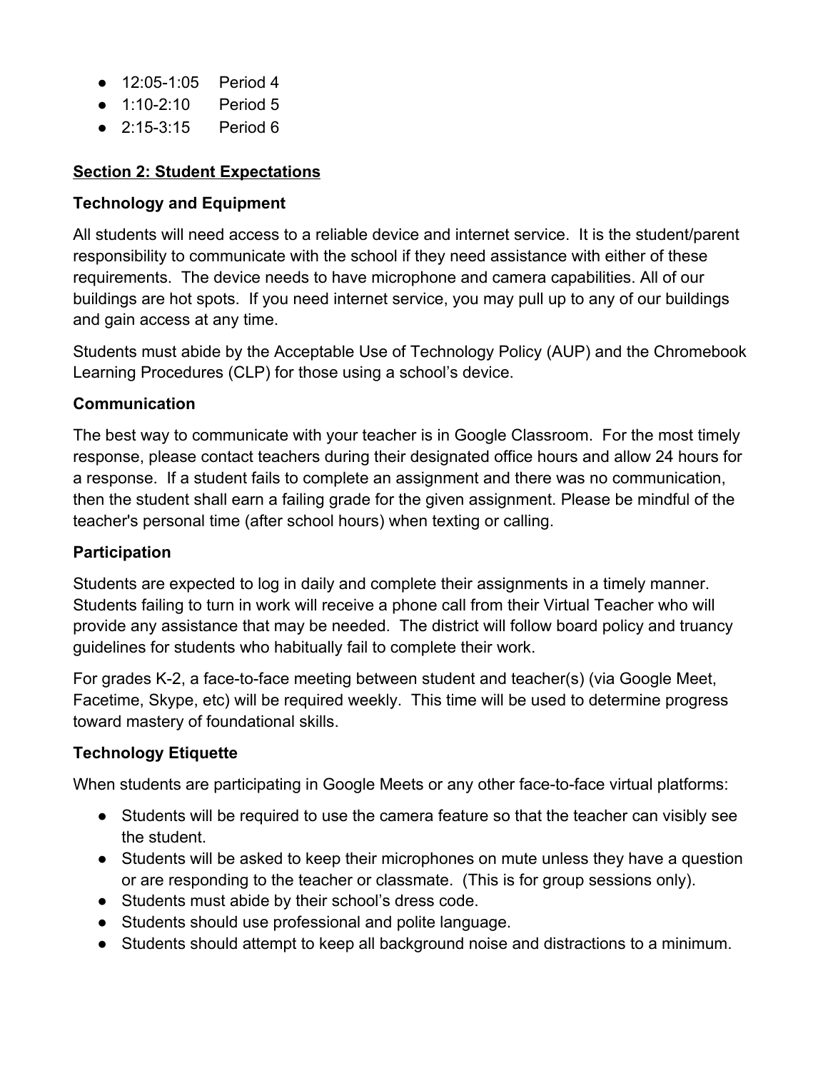- 12:05-1:05 Period 4
- 1:10-2:10 Period 5
- 2:15-3:15 Period 6

## **Section 2: Student Expectations**

### Technology and Equipment

All students will need access to a reliable device and internet service. It is the student/parent responsibility to communicate with the school if they need assistance with either of these requirements. The device needs to have microphone and camera capabilities. All of our buildings are hot spots. If you need internet service, you may pull up to any of our buildings and gain access at any time.

Students must abide by the Acceptable Use of Technology Policy (AUP) and the Chromebook Learning Procedures (CLP) for those using a school's device.

### Communication

The best way to communicate with your teacher is in Google Classroom. For the most timely response, please contact teachers during their designated office hours and allow 24 hours for a response. If a student fails to complete an assignment and there was no communication, then the student shall earn a failing grade for the given assignment. Please be mindful of the teacher's personal time (after school hours) when texting or calling.

### Participation

Students are expected to log in daily and complete their assignments in a timely manner. Students failing to turn in work will receive a phone call from their Virtual Teacher who will provide any assistance that may be needed. The district will follow board policy and truancy guidelines for students who habitually fail to complete their work.

For grades K-2, a face-to-face meeting between student and teacher(s) (via Google Meet, Facetime, Skype, etc) will be required weekly. This time will be used to determine progress toward mastery of foundational skills.

### Technology Etiquette

When students are participating in Google Meets or any other face-to-face virtual platforms:

- Students will be required to use the camera feature so that the teacher can visibly see the student.
- Students will be asked to keep their microphones on mute unless they have a question or are responding to the teacher or classmate. (This is for group sessions only).
- Students must abide by their school's dress code.
- Students should use professional and polite language.
- Students should attempt to keep all background noise and distractions to a minimum.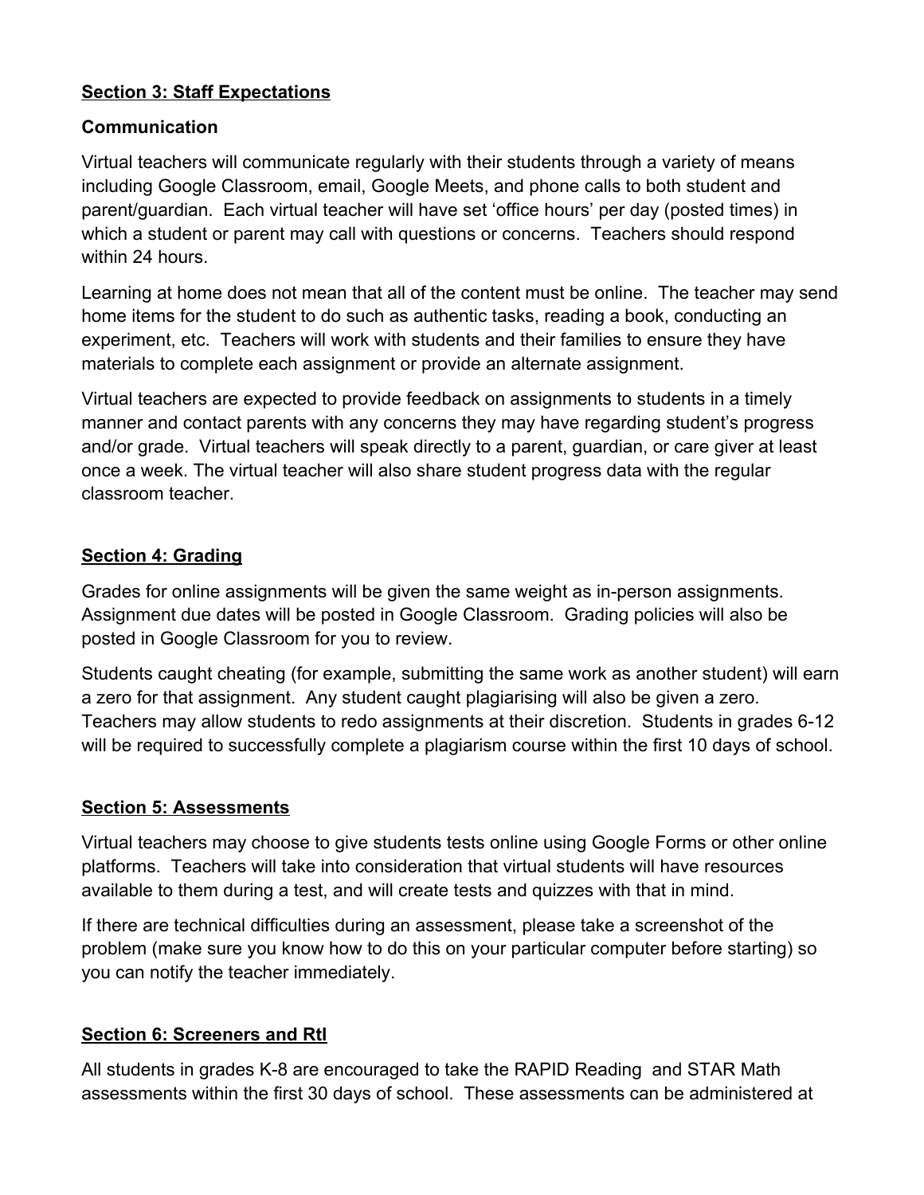## Section 3: Staff Expectations

### Communication

Virtual teachers will communicate regularly with their students through a variety of means including Google Classroom, email, Google Meets, and phone calls to both student and parent/guardian. Each virtual teacher will have set 'office hours' per day (posted times) in which a student or parent may call with questions or concerns. Teachers should respond within 24 hours.

Learning at home does not mean that all of the content must be online. The teacher may send home items for the student to do such as authentic tasks, reading a book, conducting an experiment, etc. Teachers will work with students and their families to ensure they have materials to complete each assignment or provide an alternate assignment.

Virtual teachers are expected to provide feedback on assignments to students in a timely manner and contact parents with any concerns they may have regarding student's progress and/or grade. Virtual teachers will speak directly to a parent, guardian, or care giver at least once a week. The virtual teacher will also share student progress data with the regular classroom teacher.

## Section 4: Grading

Grades for online assignments will be given the same weight as in-person assignments. Assignment due dates will be posted in Google Classroom. Grading policies will also be posted in Google Classroom for you to review.

Students caught cheating (for example, submitting the same work as another student) will earn a zero for that assignment. Any student caught plagiarising will also be given a zero. Teachers may allow students to redo assignments at their discretion. Students in grades 6-12 will be required to successfully complete a plagiarism course within the first 10 days of school.

## Section 5: Assessments

Virtual teachers may choose to give students tests online using Google Forms or other online platforms. Teachers will take into consideration that virtual students will have resources available to them during a test, and will create tests and quizzes with that in mind.

If there are technical difficulties during an assessment, please take a screenshot of the problem (make sure you know how to do this on your particular computer before starting) so you can notify the teacher immediately.

## Section 6: Screeners and RtI

All students in grades K-8 are encouraged to take the RAPID Reading and STAR Math assessments within the first 30 days of school. These assessments can be administered at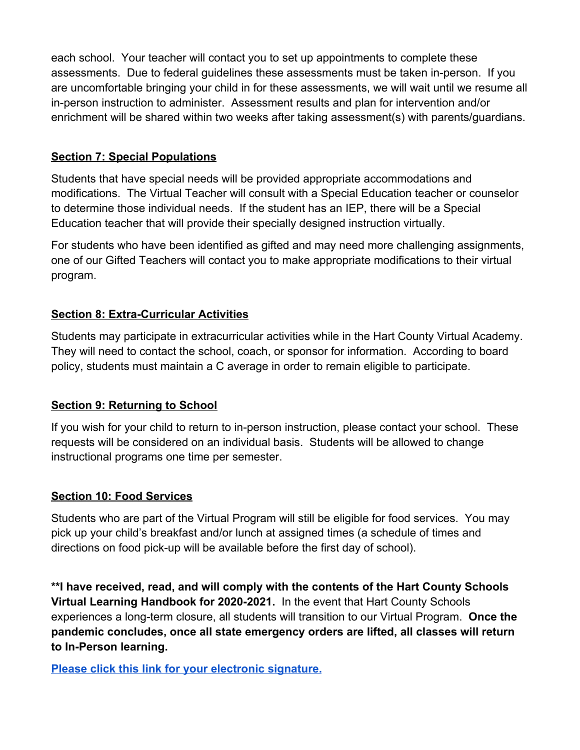each school. Your teacher will contact you to set up appointments to complete these assessments. Due to federal guidelines these assessments must be taken in-person. If you are uncomfortable bringing your child in for these assessments, we will wait until we resume all in-person instruction to administer. Assessment results and plan for intervention and/or enrichment will be shared within two weeks after taking assessment(s) with parents/guardians.

## Section 7: Special Populations

Students that have special needs will be provided appropriate accommodations and modifications. The Virtual Teacher will consult with a Special Education teacher or counselor to determine those individual needs. If the student has an IEP, there will be a Special Education teacher that will provide their specially designed instruction virtually.

For students who have been identified as gifted and may need more challenging assignments, one of our Gifted Teachers will contact you to make appropriate modifications to their virtual program.

## Section 8: Extra-Curricular Activities

Students may participate in extracurricular activities while in the Hart County Virtual Academy. They will need to contact the school, coach, or sponsor for information. According to board policy, students must maintain a C average in order to remain eligible to participate.

## Section 9: Returning to School

If you wish for your child to return to in-person instruction, please contact your school. These requests will be considered on an individual basis. Students will be allowed to change instructional programs one time per semester.

## Section 10: Food Services

Students who are part of the Virtual Program will still be eligible for food services. You may pick up your child's breakfast and/or lunch at assigned times (a schedule of times and directions on food pick-up will be available before the first day of school).

**\*\*I have received, read, and will comply with the contents of the Hart County Schools Virtual Learning Handbook for 2020-2021.** In the event that Hart County Schools experiences a long-term closure, all students will transition to our Virtual Program. **Once the pandemic concludes, once all state emergency orders are lifted, all classes will return to In-Person learning.**

**Please click this link for your electronic signature.**